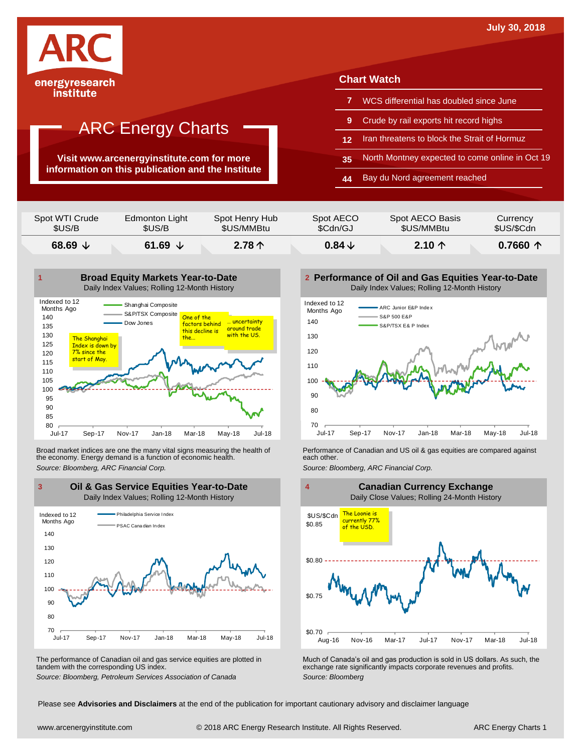July 30, 2018

ARC energyresearch institute

# ARC Energy Charts

**Visit www.arcenergyinstitute.com for more information on this publication and the Institute**

## Chart Watch

| | |
|---|---|
| 7 | WCS differential has doubled since June |
| 9 | Crude by rail exports hit record highs |
| 12 | Iran threatens to block the Strait of Hormuz |
| 35 | North Montney expected to come online in Oct 19 |
| 44 | Bay du Nord agreement reached |

| Spot WTI Crude $US/B | Edmonton Light $US/B | Spot Henry Hub $US/MMBtu | Spot AECO $Cdn/GJ | Spot AECO Basis $US/MMBtu | Currency $US/$Cdn |
|---|---|---|---|---|---|
| 68.69 ↓ | 61.69 ↓ | 2.78 ↑ | 0.84 ↓ | 2.10 ↑ | 0.7660 ↑ |

### 1 Broad Equity Markets Year-to-Date

Daily Index Values; Rolling 12-Month History

Broad market indices are one the many vital signs measuring the health of the economy. Energy demand is a function of economic health.

*Source: Bloomberg, ARC Financial Corp.*

### 2 Performance of Oil and Gas Equities Year-to-Date

Daily Index Values; Rolling 12-Month History

Performance of Canadian and US oil & gas equities are compared against each other.

*Source: Bloomberg, ARC Financial Corp.*

### 3 Oil & Gas Service Equities Year-to-Date

Daily Index Values; Rolling 12-Month History

The performance of Canadian oil and gas service equities are plotted in tandem with the corresponding US index.

*Source: Bloomberg, Petroleum Services Association of Canada*

### 4 Canadian Currency Exchange

Daily Close Values; Rolling 24-Month History

Much of Canada's oil and gas production is sold in US dollars. As such, the exchange rate significantly impacts corporate revenues and profits.

*Source: Bloomberg*

Please see **Advisories and Disclaimers** at the end of the publication for important cautionary advisory and disclaimer language

www.arcenergyinstitute.com © 2018 ARC Energy Research Institute. All Rights Reserved.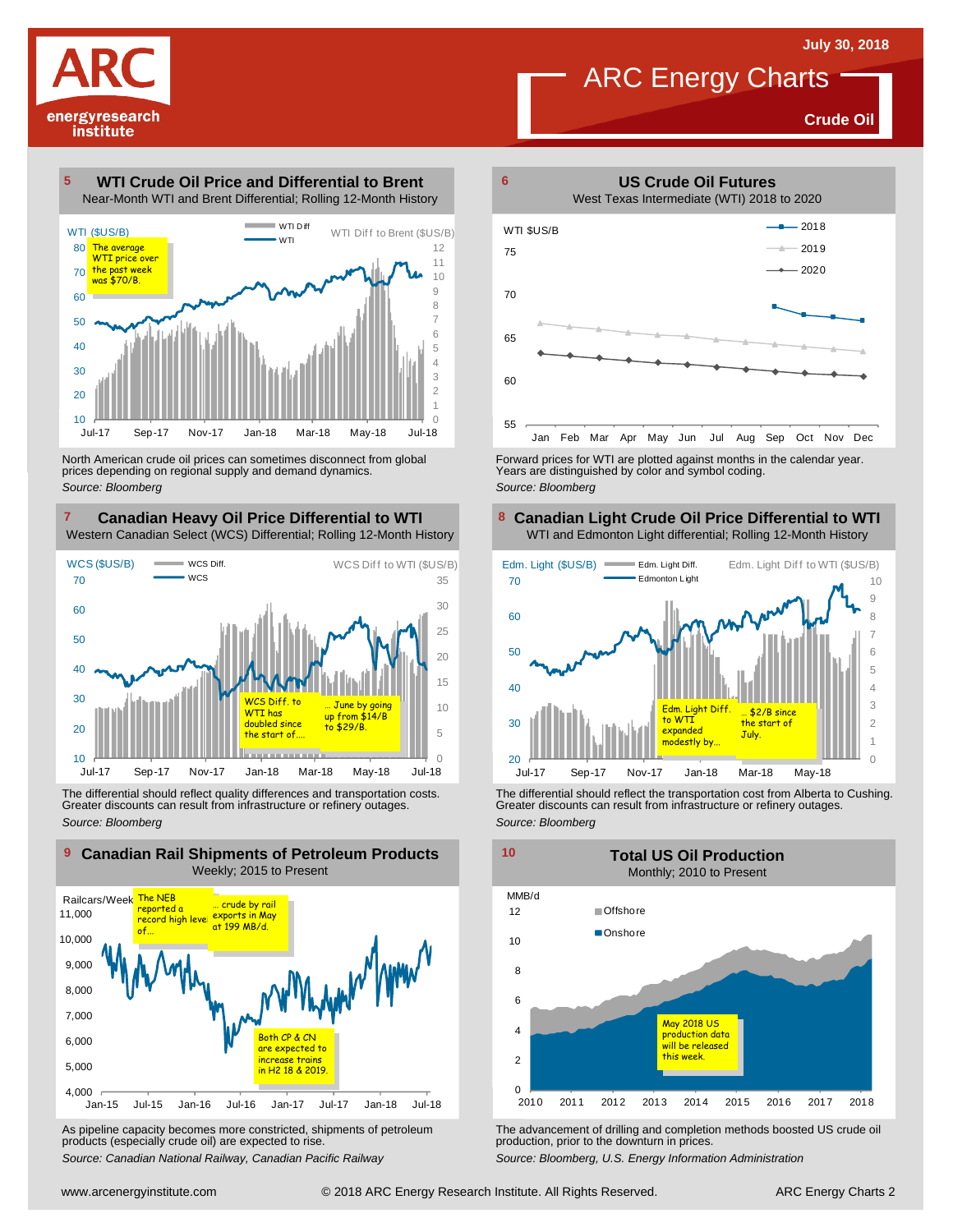# ARC Energy Charts

**July 30, 2018**

**Crude Oil**

## 5 WTI Crude Oil Price and Differential to Brent

Near-Month WTI and Brent Differential; Rolling 12-Month History

The average WTI price over the past week was $70/B.

North American crude oil prices can sometimes disconnect from global prices depending on regional supply and demand dynamics.

*Source: Bloomberg*

## 6 US Crude Oil Futures

West Texas Intermediate (WTI) 2018 to 2020

Forward prices for WTI are plotted against months in the calendar year. Years are distinguished by color and symbol coding.

*Source: Bloomberg*

## 7 Canadian Heavy Oil Price Differential to WTI

Western Canadian Select (WCS) Differential; Rolling 12-Month History

WCS Diff. to WTI has doubled since the start of.... June by going up from $14/B to $29/B.

The differential should reflect quality differences and transportation costs. Greater discounts can result from infrastructure or refinery outages.

*Source: Bloomberg*

## 8 Canadian Light Crude Oil Price Differential to WTI

WTI and Edmonton Light differential; Rolling 12-Month History

Edm. Light Diff. to WTI expanded modestly by… $2/B since the start of July.

The differential should reflect the transportation cost from Alberta to Cushing. Greater discounts can result from infrastructure or refinery outages.

*Source: Bloomberg*

## 9 Canadian Rail Shipments of Petroleum Products

Weekly; 2015 to Present

The NEB reported a record high level of… crude by rail exports in May at 199 MB/d.

Both CP & CN are expected to increase trains in H2 18 & 2019.

As pipeline capacity becomes more constricted, shipments of petroleum products (especially crude oil) are expected to rise.

*Source: Canadian National Railway, Canadian Pacific Railway*

## 10 Total US Oil Production

Monthly; 2010 to Present

May 2018 US production data will be released this week.

The advancement of drilling and completion methods boosted US crude oil production, prior to the downturn in prices.

*Source: Bloomberg, U.S. Energy Information Administration*

www.arcenergyinstitute.com © 2018 ARC Energy Research Institute. All Rights Reserved.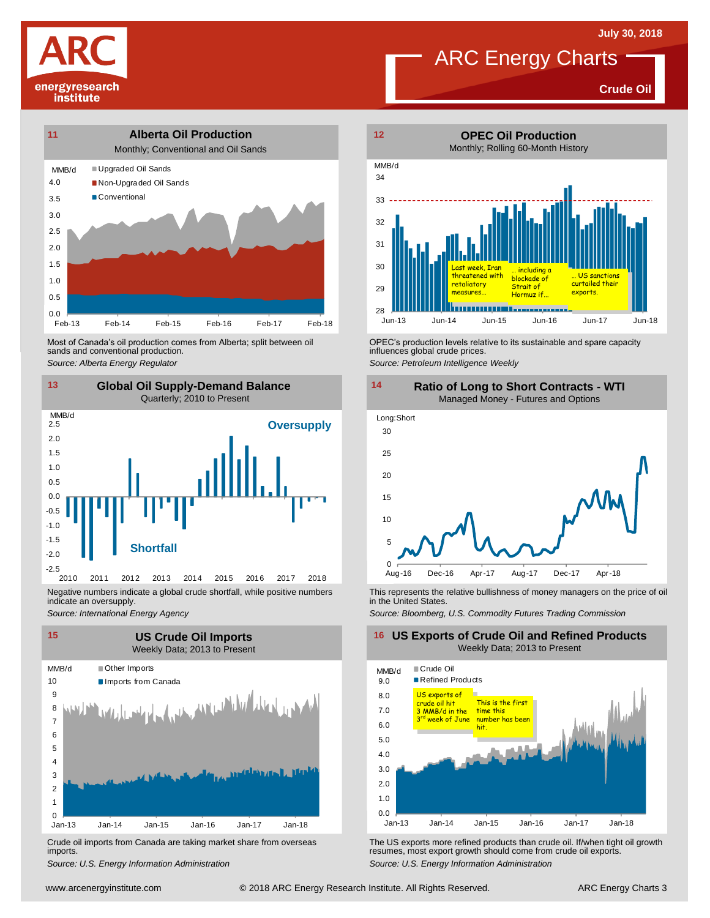# ARC Energy Charts

**Crude Oil**

July 30, 2018

## 11 Alberta Oil Production

Monthly; Conventional and Oil Sands

MMB/d

- Upgraded Oil Sands
- Non-Upgraded Oil Sands
- Conventional

Most of Canada's oil production comes from Alberta; split between oil sands and conventional production.

*Source: Alberta Energy Regulator*

## 12 OPEC Oil Production

Monthly; Rolling 60-Month History

MMB/d

Last week, Iran threatened with retaliatory measures… … including a blockade of Strait of Hormuz if… … US sanctions curtailed their exports.

OPEC's production levels relative to its sustainable and spare capacity influences global crude prices.

*Source: Petroleum Intelligence Weekly*

## 13 Global Oil Supply-Demand Balance

Quarterly; 2010 to Present

MMB/d

Oversupply

Shortfall

Negative numbers indicate a global crude shortfall, while positive numbers indicate an oversupply.

*Source: International Energy Agency*

## 14 Ratio of Long to Short Contracts - WTI

Managed Money - Futures and Options

Long:Short

This represents the relative bullishness of money managers on the price of oil in the United States.

*Source: Bloomberg, U.S. Commodity Futures Trading Commission*

## 15 US Crude Oil Imports

Weekly Data; 2013 to Present

MMB/d

- Other Imports
- Imports from Canada

Crude oil imports from Canada are taking market share from overseas imports.

*Source: U.S. Energy Information Administration*

## 16 US Exports of Crude Oil and Refined Products

Weekly Data; 2013 to Present

MMB/d

- Crude Oil
- Refined Products

US exports of crude oil hit 3 MMB/d in the 3rd week of June. This is the first time this number has been hit.

The US exports more refined products than crude oil. If/when tight oil growth resumes, most export growth should come from crude oil exports.

*Source: U.S. Energy Information Administration*

www.arcenergyinstitute.com © 2018 ARC Energy Research Institute. All Rights Reserved.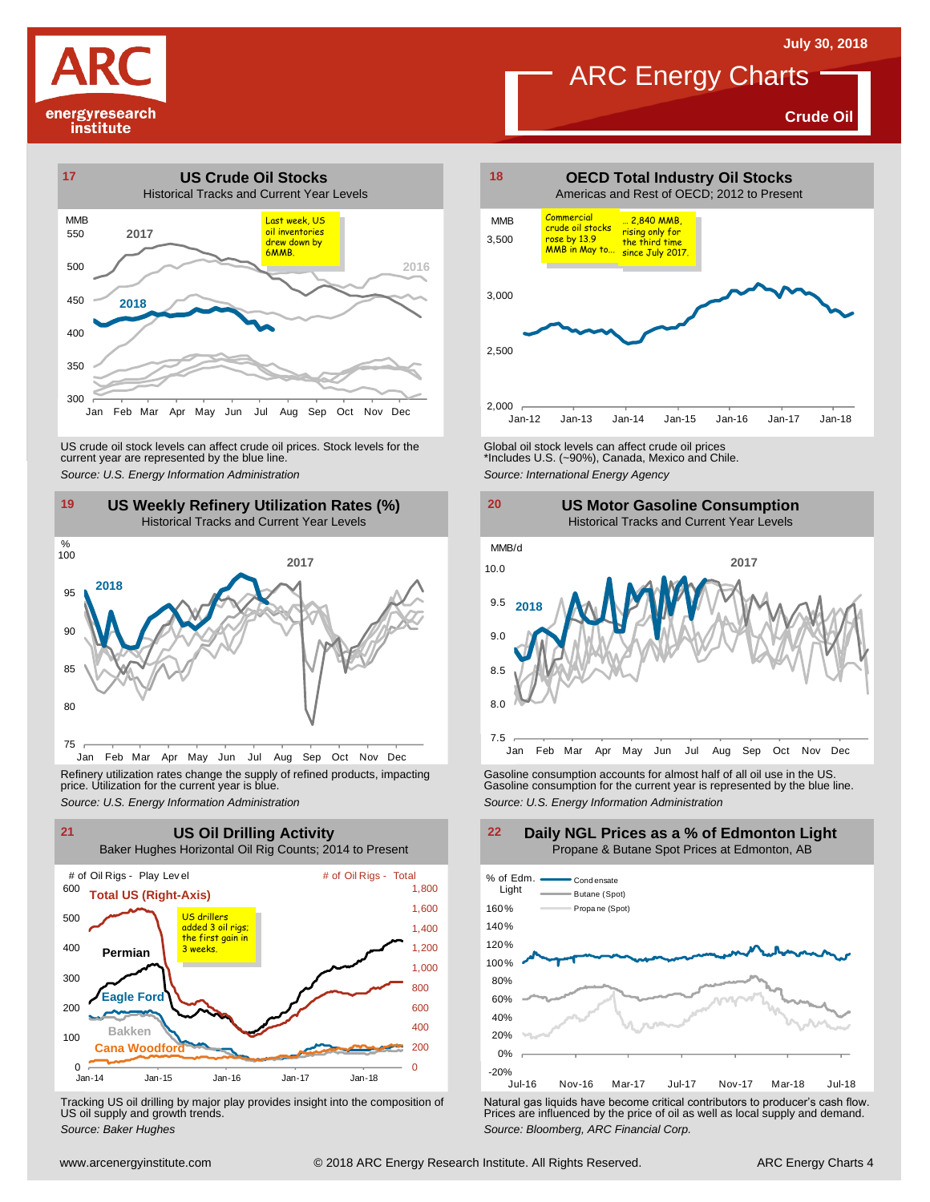July 30, 2018

# ARC Energy Charts

**Crude Oil**

## 17 US Crude Oil Stocks

Historical Tracks and Current Year Levels

Last week, US oil inventories drew down by 6MMB.

US crude oil stock levels can affect crude oil prices. Stock levels for the current year are represented by the blue line.

*Source: U.S. Energy Information Administration*

## 18 OECD Total Industry Oil Stocks

Americas and Rest of OECD; 2012 to Present

Commercial crude oil stocks rose by 13.9 MMB in May to... ... 2,840 MMB, rising only for the third time since July 2017.

Global oil stock levels can affect crude oil prices
*Includes U.S. (~90%), Canada, Mexico and Chile.

*Source: International Energy Agency*

## 19 US Weekly Refinery Utilization Rates (%)

Historical Tracks and Current Year Levels

Refinery utilization rates change the supply of refined products, impacting price. Utilization for the current year is blue.

*Source: U.S. Energy Information Administration*

## 20 US Motor Gasoline Consumption

Historical Tracks and Current Year Levels

Gasoline consumption accounts for almost half of all oil use in the US. Gasoline consumption for the current year is represented by the blue line.

*Source: U.S. Energy Information Administration*

## 21 US Oil Drilling Activity

Baker Hughes Horizontal Oil Rig Counts; 2014 to Present

US drillers added 3 oil rigs; the first gain in 3 weeks.

Tracking US oil drilling by major play provides insight into the composition of US oil supply and growth trends.

*Source: Baker Hughes*

## 22 Daily NGL Prices as a % of Edmonton Light

Propane & Butane Spot Prices at Edmonton, AB

Natural gas liquids have become critical contributors to producer's cash flow. Prices are influenced by the price of oil as well as local supply and demand.

*Source: Bloomberg, ARC Financial Corp.*

www.arcenergyinstitute.com © 2018 ARC Energy Research Institute. All Rights Reserved.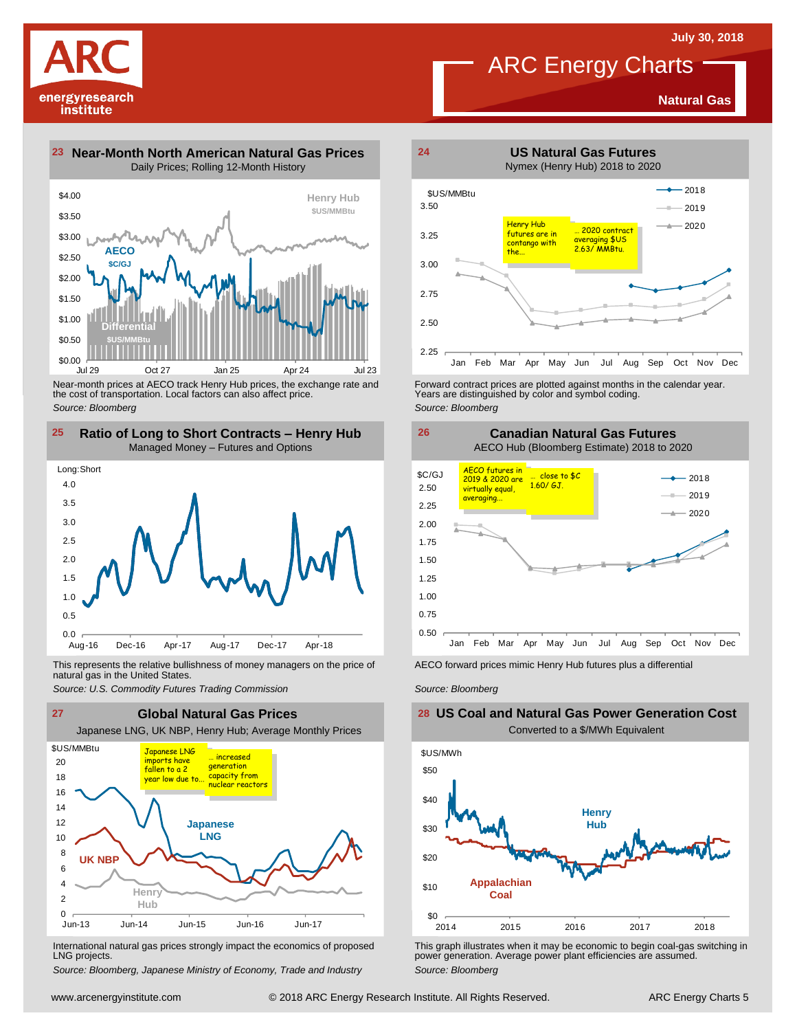July 30, 2018

# ARC Energy Charts

**Natural Gas**

## 23 Near-Month North American Natural Gas Prices

Daily Prices; Rolling 12-Month History

$4.00
$3.50
$3.00
$2.50
$2.00
$1.50
$1.00
$0.50
$0.00

Henry Hub
$US/MMBtu

AECO
$C/GJ

Differential
$US/MMBtu

Jul 29 Oct 27 Jan 25 Apr 24 Jul 23

Near-month prices at AECO track Henry Hub prices, the exchange rate and the cost of transportation. Local factors can also affect price.

*Source: Bloomberg*

## 24 US Natural Gas Futures

Nymex (Henry Hub) 2018 to 2020

$US/MMBtu

Henry Hub futures are in contango with the... ... 2020 contract averaging $US 2.63/ MMBtu.

2018
2019
2020

3.50
3.25
3.00
2.75
2.50
2.25

Jan Feb Mar Apr May Jun Jul Aug Sep Oct Nov Dec

Forward contract prices are plotted against months in the calendar year. Years are distinguished by color and symbol coding.

*Source: Bloomberg*

## 25 Ratio of Long to Short Contracts – Henry Hub

Managed Money – Futures and Options

Long:Short

4.0
3.5
3.0
2.5
2.0
1.5
1.0
0.5
0.0

Aug-16 Dec-16 Apr-17 Aug-17 Dec-17 Apr-18

This represents the relative bullishness of money managers on the price of natural gas in the United States.

*Source: U.S. Commodity Futures Trading Commission*

## 26 Canadian Natural Gas Futures

AECO Hub (Bloomberg Estimate) 2018 to 2020

$C/GJ

AECO futures in 2019 & 2020 are virtually equal, averaging... ... close to $C 1.60/ GJ.

2018
2019
2020

2.50
2.25
2.00
1.75
1.50
1.25
1.00
0.75
0.50

Jan Feb Mar Apr May Jun Jul Aug Sep Oct Nov Dec

AECO forward prices mimic Henry Hub futures plus a differential

*Source: Bloomberg*

## 27 Global Natural Gas Prices

Japanese LNG, UK NBP, Henry Hub; Average Monthly Prices

$US/MMBtu

Japanese LNG imports have fallen to a 2 year low due to... ... increased generation capacity from nuclear reactors

20
18
16
14
12
10
8
6
4
2
0

Japanese LNG

UK NBP

Henry Hub

Jun-13 Jun-14 Jun-15 Jun-16 Jun-17

International natural gas prices strongly impact the economics of proposed LNG projects.

*Source: Bloomberg, Japanese Ministry of Economy, Trade and Industry*

## 28 US Coal and Natural Gas Power Generation Cost

Converted to a $/MWh Equivalent

$US/MWh

$50
$40
$30
$20
$10
$0

Henry Hub

Appalachian Coal

2014 2015 2016 2017 2018

This graph illustrates when it may be economic to begin coal-gas switching in power generation. Average power plant efficiencies are assumed.

*Source: Bloomberg*

www.arcenergyinstitute.com © 2018 ARC Energy Research Institute. All Rights Reserved.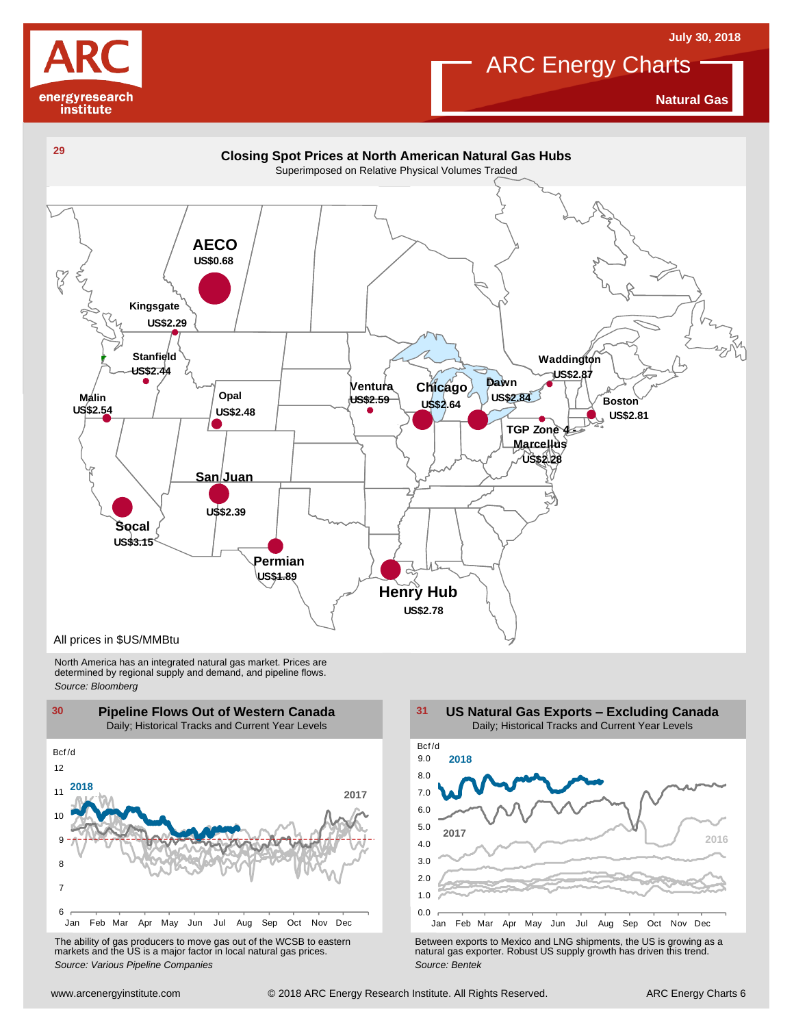# ARC Energy Charts

## Natural Gas

July 30, 2018

### 29 Closing Spot Prices at North American Natural Gas Hubs

Superimposed on Relative Physical Volumes Traded

AECO US$0.68

Kingsgate US$2.29

Stanfield US$2.44

Malin US$2.54

Opal US$2.48

San Juan US$2.39

Socal US$3.15

Permian US$1.89

Henry Hub US$2.78

Ventura US$2.59

Chicago US$2.64

Dawn US$2.84

Waddington US$2.87

Boston US$2.81

TGP Zone 4 Marcellus US$2.28

All prices in $US/MMBtu

North America has an integrated natural gas market. Prices are determined by regional supply and demand, and pipeline flows.

*Source: Bloomberg*

### 30 Pipeline Flows Out of Western Canada

Daily; Historical Tracks and Current Year Levels

Bcf/d

The ability of gas producers to move gas out of the WCSB to eastern markets and the US is a major factor in local natural gas prices.

*Source: Various Pipeline Companies*

### 31 US Natural Gas Exports – Excluding Canada

Daily; Historical Tracks and Current Year Levels

Bcf/d

Between exports to Mexico and LNG shipments, the US is growing as a natural gas exporter. Robust US supply growth has driven this trend.

*Source: Bentek*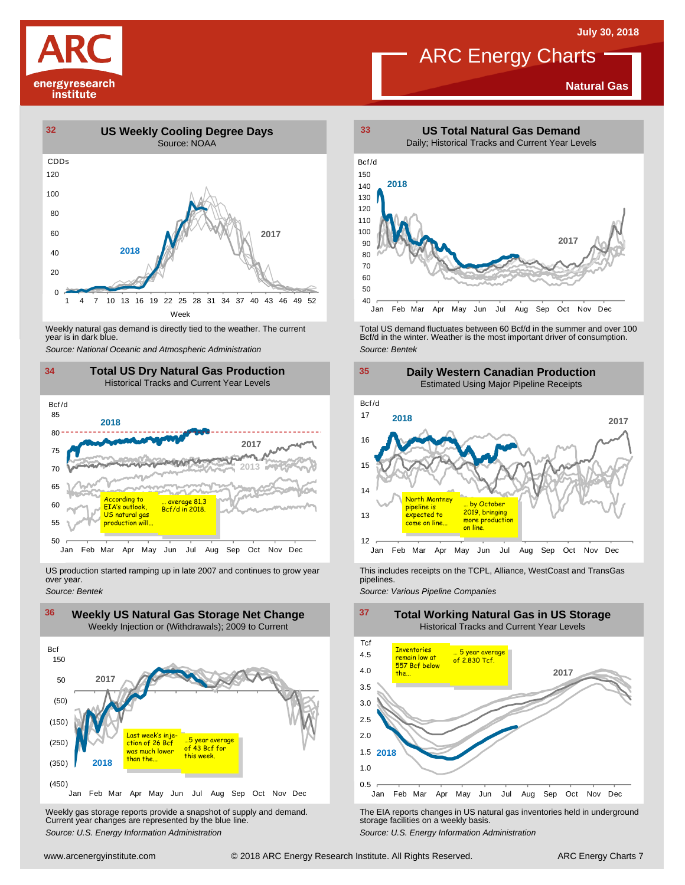# ARC Energy Charts

**Natural Gas**

July 30, 2018

## 32 US Weekly Cooling Degree Days

Source: NOAA

CDDs

2018

2017

Week

Weekly natural gas demand is directly tied to the weather. The current year is in dark blue.

*Source: National Oceanic and Atmospheric Administration*

## 33 US Total Natural Gas Demand

Daily; Historical Tracks and Current Year Levels

Bcf/d

2018

2017

Total US demand fluctuates between 60 Bcf/d in the summer and over 100 Bcf/d in the winter. Weather is the most important driver of consumption.

*Source: Bentek*

## 34 Total US Dry Natural Gas Production

Historical Tracks and Current Year Levels

Bcf/d

2018

2017

2013

According to EIA's outlook, US natural gas production will... … average 81.3 Bcf/d in 2018.

US production started ramping up in late 2007 and continues to grow year over year.

*Source: Bentek*

## 35 Daily Western Canadian Production

Estimated Using Major Pipeline Receipts

Bcf/d

2018

2017

North Montney pipeline is expected to come on line… … by October 2019, bringing more production on line.

This includes receipts on the TCPL, Alliance, WestCoast and TransGas pipelines.

*Source: Various Pipeline Companies*

## 36 Weekly US Natural Gas Storage Net Change

Weekly Injection or (Withdrawals); 2009 to Current

Bcf

2017

2018

Last week's injection of 26 Bcf was much lower than the… …5 year average of 43 Bcf for this week.

Weekly gas storage reports provide a snapshot of supply and demand. Current year changes are represented by the blue line.

*Source: U.S. Energy Information Administration*

## 37 Total Working Natural Gas in US Storage

Historical Tracks and Current Year Levels

Tcf

2017

2018

Inventories remain low at 557 Bcf below the… … 5 year average of 2.830 Tcf.

The EIA reports changes in US natural gas inventories held in underground storage facilities on a weekly basis.

*Source: U.S. Energy Information Administration*

www.arcenergyinstitute.com © 2018 ARC Energy Research Institute. All Rights Reserved.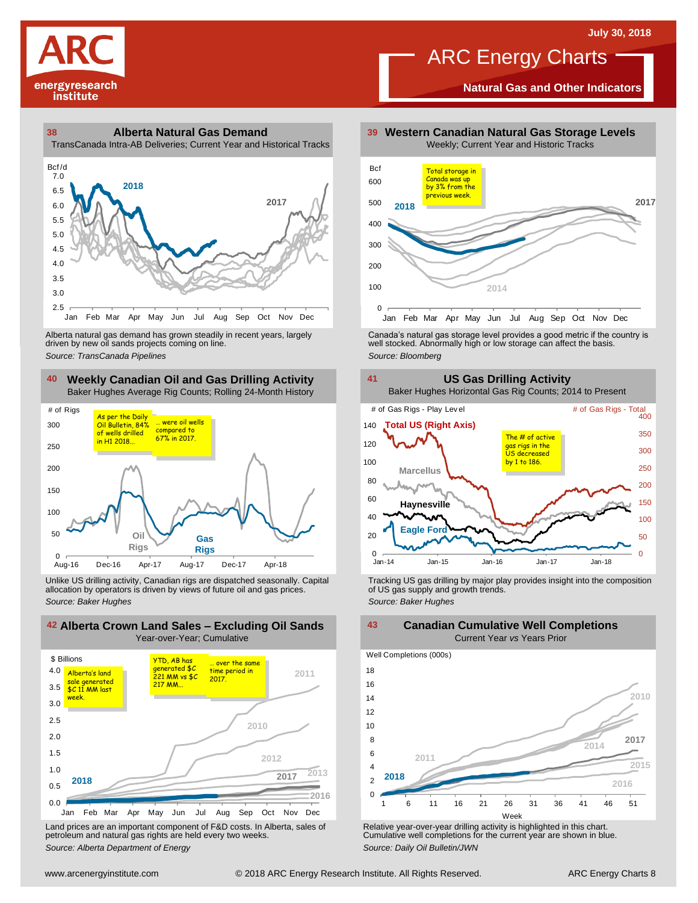ARC energyresearch institute

July 30, 2018

# ARC Energy Charts

**Natural Gas and Other Indicators**

## 38 Alberta Natural Gas Demand

TransCanada Intra-AB Deliveries; Current Year and Historical Tracks

Bcf/d

Alberta natural gas demand has grown steadily in recent years, largely driven by new oil sands projects coming on line.

*Source: TransCanada Pipelines*

## 39 Western Canadian Natural Gas Storage Levels

Weekly; Current Year and Historic Tracks

Total storage in Canada was up by 3% from the previous week.

Canada's natural gas storage level provides a good metric if the country is well stocked. Abnormally high or low storage can affect the basis.

*Source: Bloomberg*

## 40 Weekly Canadian Oil and Gas Drilling Activity

Baker Hughes Average Rig Counts; Rolling 24-Month History

As per the Daily Oil Bulletin, 84% of wells drilled in H1 2018… … were oil wells compared to 67% in 2017.

Unlike US drilling activity, Canadian rigs are dispatched seasonally. Capital allocation by operators is driven by views of future oil and gas prices.

*Source: Baker Hughes*

## 41 US Gas Drilling Activity

Baker Hughes Horizontal Gas Rig Counts; 2014 to Present

The # of active gas rigs in the US decreased by 1 to 186.

Tracking US gas drilling by major play provides insight into the composition of US gas supply and growth trends.

*Source: Baker Hughes*

## 42 Alberta Crown Land Sales – Excluding Oil Sands

Year-over-Year; Cumulative

Alberta's land sale generated $C 11 MM last week.

YTD, AB has generated $C 221 MM vs $C 217 MM… … over the same time period in 2017.

Land prices are an important component of F&D costs. In Alberta, sales of petroleum and natural gas rights are held every two weeks.

*Source: Alberta Department of Energy*

## 43 Canadian Cumulative Well Completions

Current Year *vs* Years Prior

Relative year-over-year drilling activity is highlighted in this chart. Cumulative well completions for the current year are shown in blue.

*Source: Daily Oil Bulletin/JWN*

www.arcenergyinstitute.com © 2018 ARC Energy Research Institute. All Rights Reserved.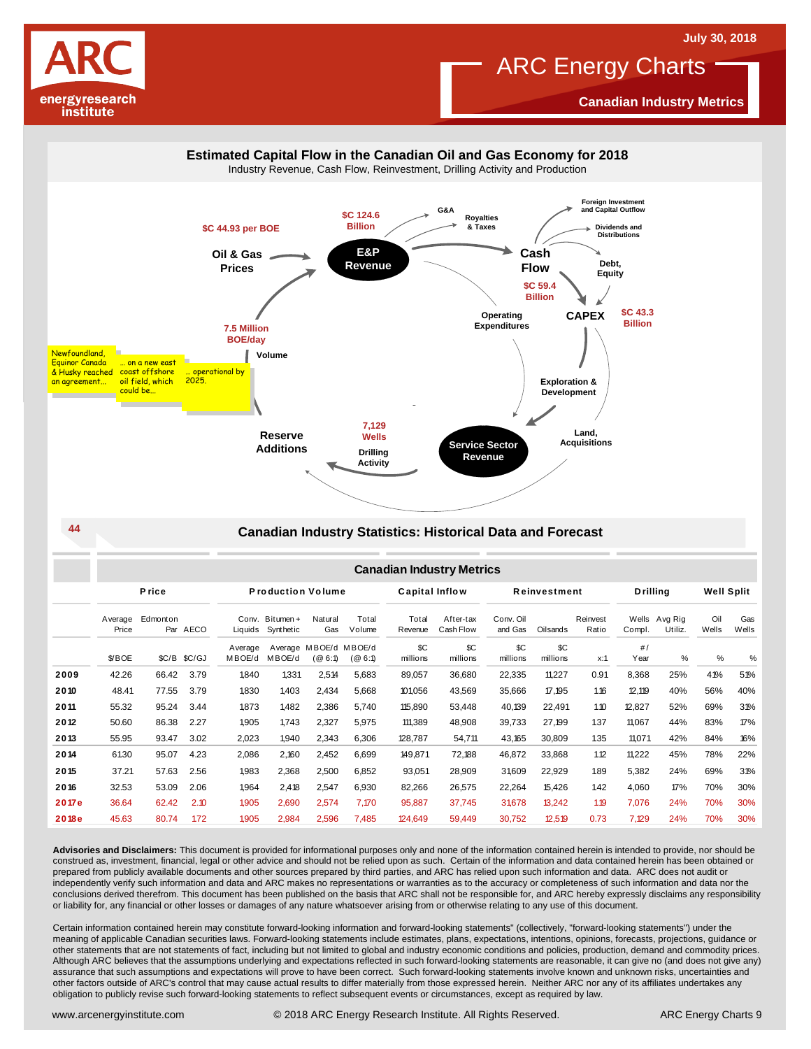# ARC Energy Charts

July 30, 2018

**Canadian Industry Metrics**

## Estimated Capital Flow in the Canadian Oil and Gas Economy for 2018

Industry Revenue, Cash Flow, Reinvestment, Drilling Activity and Production

$C 44.93 per BOE

Oil & Gas Prices

$C 124.6 Billion

E&P Revenue

G&A

Royalties & Taxes

Foreign Investment and Capital Outflow

Dividends and Distributions

Cash Flow

Debt, Equity

$C 59.4 Billion

CAPEX

$C 43.3 Billion

Operating Expenditures

Exploration & Development

Land, Acquisitions

Service Sector Revenue

7,129 Wells

Drilling Activity

Reserve Additions

Volume

7.5 Million BOE/day

Newfoundland, Equinor Canada & Husky reached an agreement... ... on a new east coast offshore oil field, which could be... ... operational by 2025.

44

## Canadian Industry Statistics: Historical Data and Forecast

**Canadian Industry Metrics**

| | Price | | | Production Volume | | | | Capital Inflow | | Reinvestment | | | Drilling | | Well Split | |
|---|---|---|---|---|---|---|---|---|---|---|---|---|---|---|---|---|
| | Average Price | Edmonton Par | AECO | Conv. Liquids | Bitumen + Synthetic | Natural Gas | Total Volume | Total Revenue | After-tax Cash Flow | Conv. Oil and Gas | Oilsands | Reinvest Ratio | Wells Compl. | Avg Rig Utiliz. | Oil Wells | Gas Wells |
| | $/BOE | $C/B | $C/GJ | Average MBOE/d | Average MBOE/d | MBOE/d (@ 6:1) | MBOE/d (@ 6:1) | $C millions | $C millions | $C millions | $C millions | x:1 | # / Year | % | % | % |
| **2009** | 42.26 | 66.42 | 3.79 | 1,840 | 1,331 | 2,514 | 5,683 | 89,057 | 36,680 | 22,335 | 11,227 | 0.91 | 8,368 | 25% | 41% | 51% |
| **2010** | 48.41 | 77.55 | 3.79 | 1,830 | 1,403 | 2,434 | 5,668 | 101,056 | 43,569 | 35,666 | 17,195 | 1.16 | 12,119 | 40% | 56% | 40% |
| **2011** | 55.32 | 95.24 | 3.44 | 1,873 | 1,482 | 2,386 | 5,740 | 115,890 | 53,448 | 40,139 | 22,491 | 1.10 | 12,827 | 52% | 69% | 31% |
| **2012** | 50.60 | 86.38 | 2.27 | 1,905 | 1,743 | 2,327 | 5,975 | 111,389 | 48,908 | 39,733 | 27,199 | 1.37 | 11,067 | 44% | 83% | 17% |
| **2013** | 55.95 | 93.47 | 3.02 | 2,023 | 1,940 | 2,343 | 6,306 | 128,787 | 54,711 | 43,165 | 30,809 | 1.35 | 11,071 | 42% | 84% | 16% |
| **2014** | 61.30 | 95.07 | 4.23 | 2,086 | 2,160 | 2,452 | 6,699 | 149,871 | 72,188 | 46,872 | 33,868 | 1.12 | 11,222 | 45% | 78% | 22% |
| **2015** | 37.21 | 57.63 | 2.56 | 1,983 | 2,368 | 2,500 | 6,852 | 93,051 | 28,909 | 31,609 | 22,929 | 1.89 | 5,382 | 24% | 69% | 31% |
| **2016** | 32.53 | 53.09 | 2.06 | 1,964 | 2,418 | 2,547 | 6,930 | 82,266 | 26,575 | 22,264 | 15,426 | 1.42 | 4,060 | 17% | 70% | 30% |
| **2017e** | 36.64 | 62.42 | 2.10 | 1,905 | 2,690 | 2,574 | 7,170 | 95,887 | 37,745 | 31,678 | 13,242 | 1.19 | 7,076 | 24% | 70% | 30% |
| **2018e** | 45.63 | 80.74 | 1.72 | 1,905 | 2,984 | 2,596 | 7,485 | 124,649 | 59,449 | 30,752 | 12,519 | 0.73 | 7,129 | 24% | 70% | 30% |

**Advisories and Disclaimers:** This document is provided for informational purposes only and none of the information contained herein is intended to provide, nor should be construed as, investment, financial, legal or other advice and should not be relied upon as such. Certain of the information and data contained herein has been obtained or prepared from publicly available documents and other sources prepared by third parties, and ARC has relied upon such information and data. ARC does not audit or independently verify such information and data and ARC makes no representations or warranties as to the accuracy or completeness of such information and data nor the conclusions derived therefrom. This document has been published on the basis that ARC shall not be responsible for, and ARC hereby expressly disclaims any responsibility or liability for, any financial or other losses or damages of any nature whatsoever arising from or otherwise relating to any use of this document.

Certain information contained herein may constitute forward-looking information and forward-looking statements" (collectively, "forward-looking statements") under the meaning of applicable Canadian securities laws. Forward-looking statements include estimates, plans, expectations, intentions, opinions, forecasts, projections, guidance or other statements that are not statements of fact, including but not limited to global and industry economic conditions and policies, production, demand and commodity prices. Although ARC believes that the assumptions underlying and expectations reflected in such forward-looking statements are reasonable, it can give no (and does not give any) assurance that such assumptions and expectations will prove to have been correct. Such forward-looking statements involve known and unknown risks, uncertainties and other factors outside of ARC's control that may cause actual results to differ materially from those expressed herein. Neither ARC nor any of its affiliates undertakes any obligation to publicly revise such forward-looking statements to reflect subsequent events or circumstances, except as required by law.

www.arcenergyinstitute.com © 2018 ARC Energy Research Institute. All Rights Reserved.